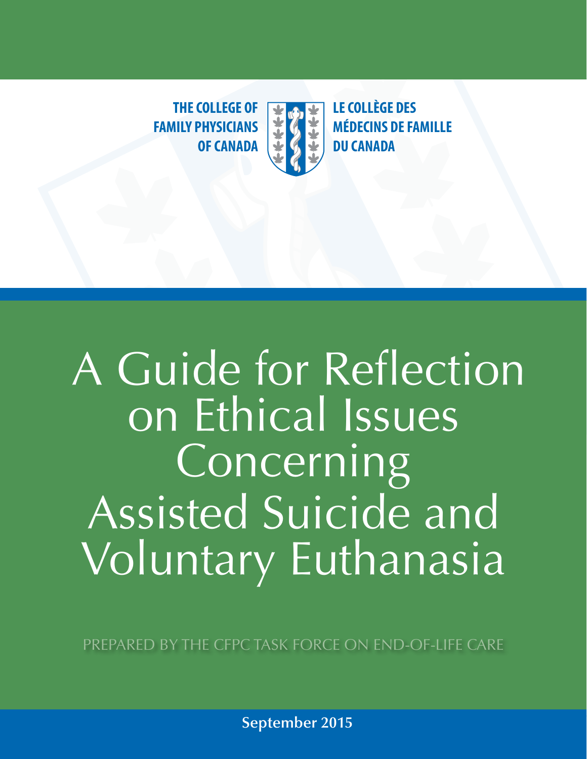THE COLLEGE OF FAMILY PHYSICIANS OF CANADA

LE COLLÈGE DES MÉDECINS DE FAMILLE DU CANADA

# A Guide for Reflection on Ethical Issues Concerning Assisted Suicide and Voluntary Euthanasia

PREPARED BY THE CFPC TASK FORCE ON END-OF-LIFE CARE

**September 2015**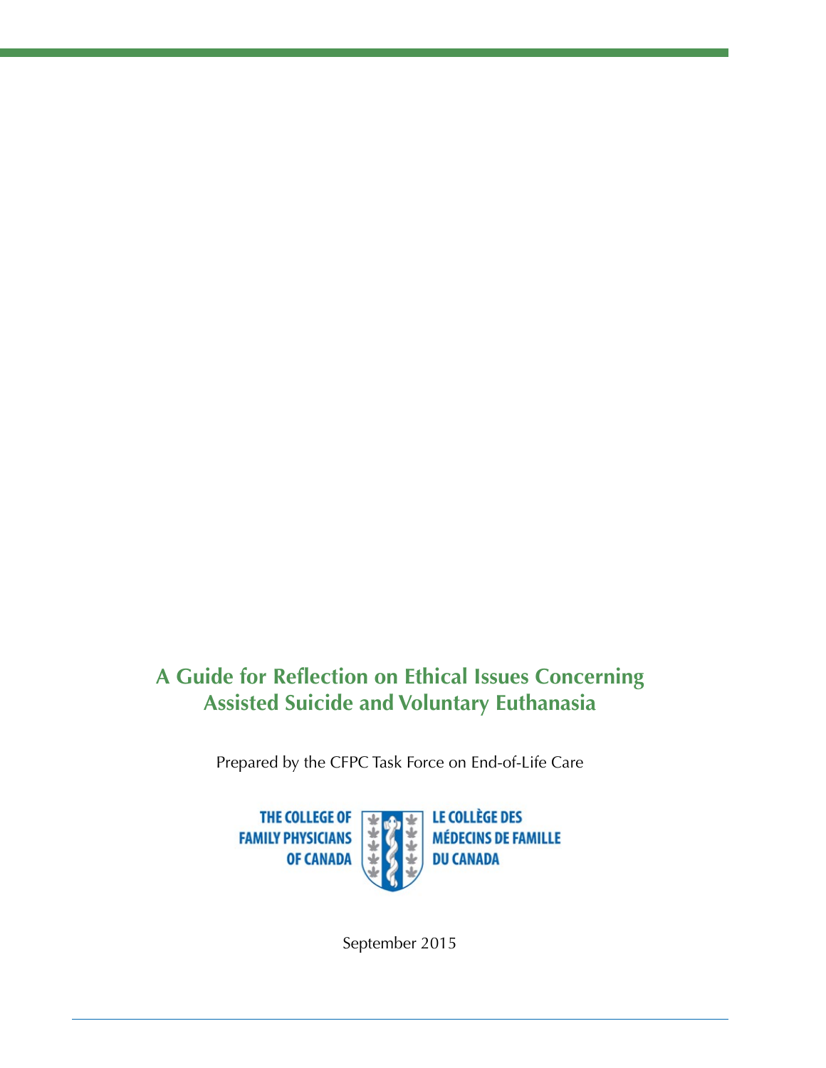# A Guide for Reflection on Ethical Issues Concerning Assisted Suicide and Voluntary Euthanasia

Prepared by the CFPC Task Force on End-of-Life Care

THE COLLEGE OF FAMILY PHYSICIANS OF CANADA

LE COLLÈGE DES MÉDECINS DE FAMILLE DU CANADA

September 2015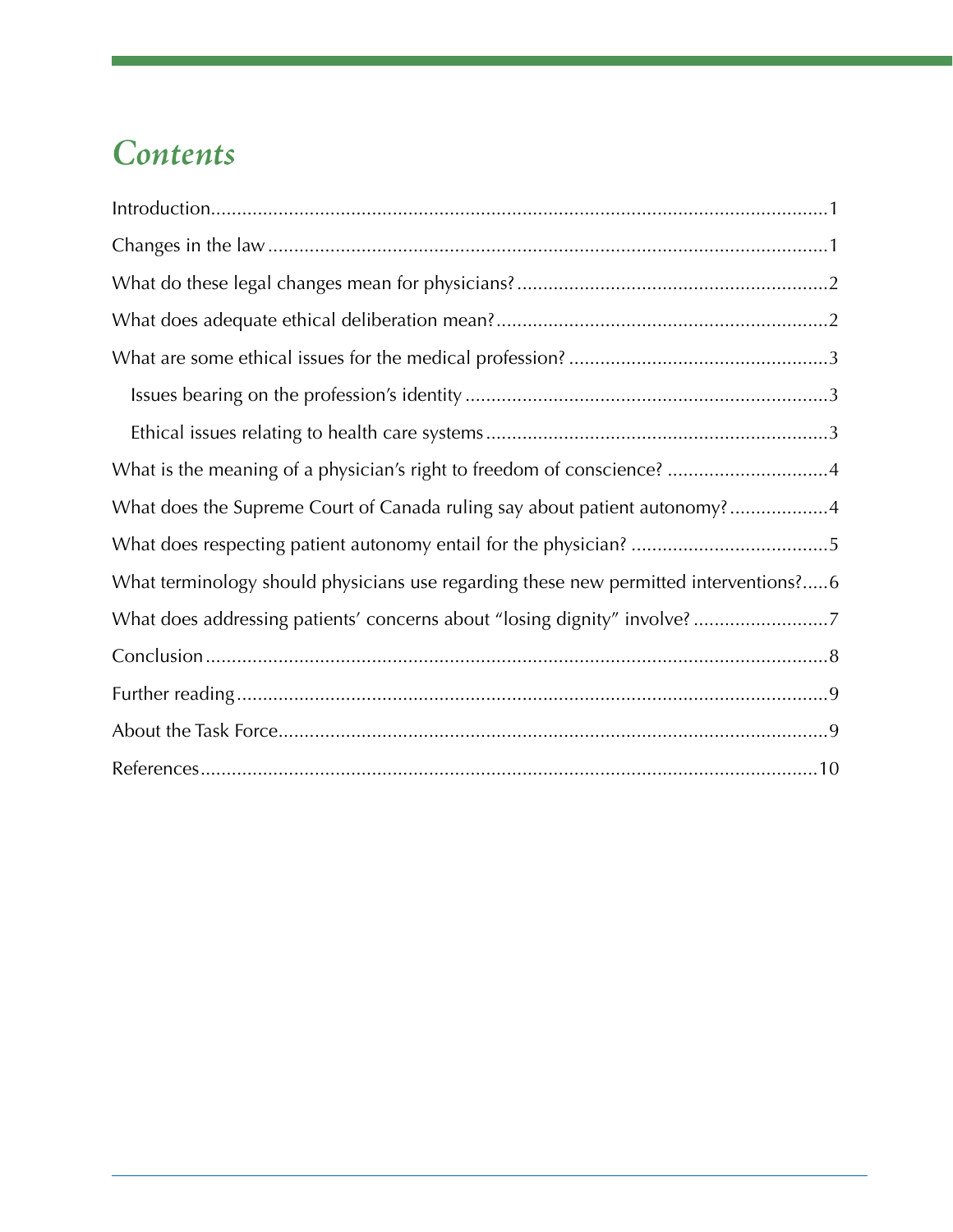# Contents

Introduction....................................................................................................................1

Changes in the law ..........................................................................................................1

What do these legal changes mean for physicians?............................................................2

What does adequate ethical deliberation mean?................................................................2

What are some ethical issues for the medical profession? ..................................................3

- Issues bearing on the profession's identity .....................................................................3
- Ethical issues relating to health care systems ..................................................................3

What is the meaning of a physician's right to freedom of conscience? ...............................4

What does the Supreme Court of Canada ruling say about patient autonomy?...................4

What does respecting patient autonomy entail for the physician? ......................................5

What terminology should physicians use regarding these new permitted interventions?.....6

What does addressing patients' concerns about "losing dignity" involve? ..........................7

Conclusion......................................................................................................................8

Further reading................................................................................................................9

About the Task Force.........................................................................................................9

References.....................................................................................................................10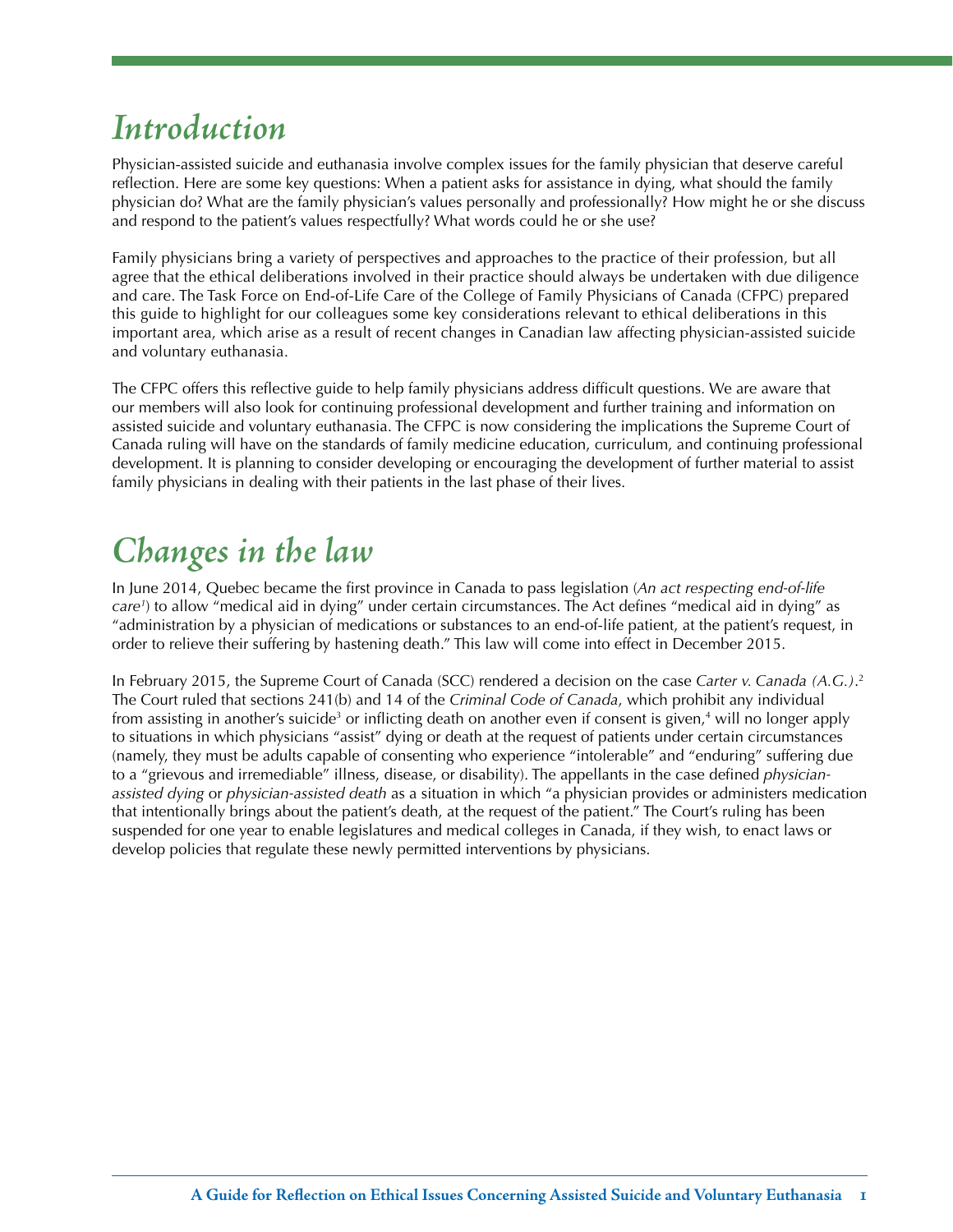# Introduction

Physician-assisted suicide and euthanasia involve complex issues for the family physician that deserve careful reflection. Here are some key questions: When a patient asks for assistance in dying, what should the family physician do? What are the family physician's values personally and professionally? How might he or she discuss and respond to the patient's values respectfully? What words could he or she use?

Family physicians bring a variety of perspectives and approaches to the practice of their profession, but all agree that the ethical deliberations involved in their practice should always be undertaken with due diligence and care. The Task Force on End-of-Life Care of the College of Family Physicians of Canada (CFPC) prepared this guide to highlight for our colleagues some key considerations relevant to ethical deliberations in this important area, which arise as a result of recent changes in Canadian law affecting physician-assisted suicide and voluntary euthanasia.

The CFPC offers this reflective guide to help family physicians address difficult questions. We are aware that our members will also look for continuing professional development and further training and information on assisted suicide and voluntary euthanasia. The CFPC is now considering the implications the Supreme Court of Canada ruling will have on the standards of family medicine education, curriculum, and continuing professional development. It is planning to consider developing or encouraging the development of further material to assist family physicians in dealing with their patients in the last phase of their lives.

# Changes in the law

In June 2014, Quebec became the first province in Canada to pass legislation (*An act respecting end-of-life care*[1]) to allow "medical aid in dying" under certain circumstances. The Act defines "medical aid in dying" as "administration by a physician of medications or substances to an end-of-life patient, at the patient's request, in order to relieve their suffering by hastening death." This law will come into effect in December 2015.

In February 2015, the Supreme Court of Canada (SCC) rendered a decision on the case *Carter v. Canada (A.G.)*.[2] The Court ruled that sections 241(b) and 14 of the *Criminal Code of Canada*, which prohibit any individual from assisting in another's suicide[3] or inflicting death on another even if consent is given,[4] will no longer apply to situations in which physicians "assist" dying or death at the request of patients under certain circumstances (namely, they must be adults capable of consenting who experience "intolerable" and "enduring" suffering due to a "grievous and irremediable" illness, disease, or disability). The appellants in the case defined *physician-assisted dying* or *physician-assisted death* as a situation in which "a physician provides or administers medication that intentionally brings about the patient's death, at the request of the patient." The Court's ruling has been suspended for one year to enable legislatures and medical colleges in Canada, if they wish, to enact laws or develop policies that regulate these newly permitted interventions by physicians.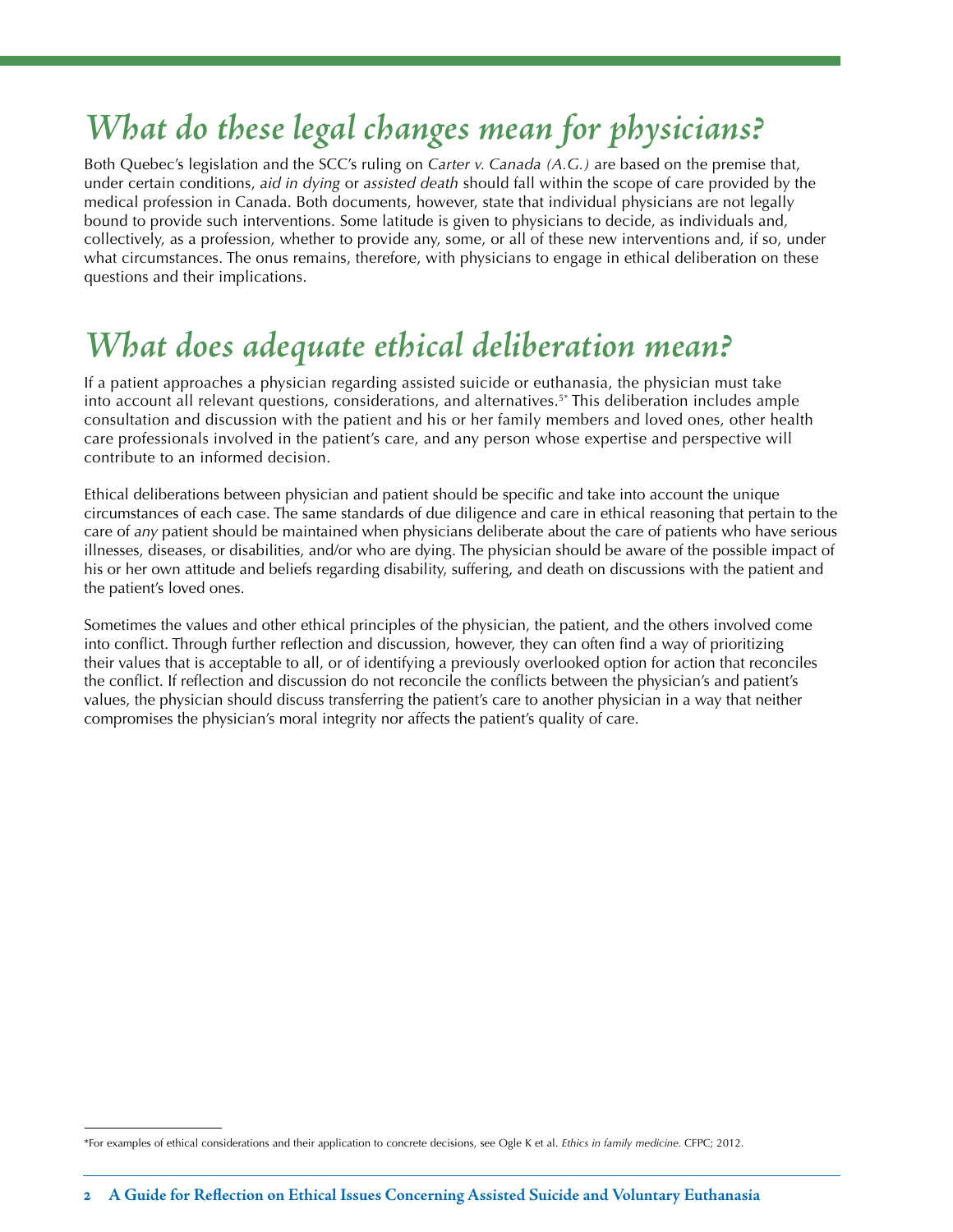# *What do these legal changes mean for physicians?*

Both Quebec's legislation and the SCC's ruling on *Carter v. Canada (A.G.)* are based on the premise that, under certain conditions, *aid in dying* or *assisted death* should fall within the scope of care provided by the medical profession in Canada. Both documents, however, state that individual physicians are not legally bound to provide such interventions. Some latitude is given to physicians to decide, as individuals and, collectively, as a profession, whether to provide any, some, or all of these new interventions and, if so, under what circumstances. The onus remains, therefore, with physicians to engage in ethical deliberation on these questions and their implications.

# *What does adequate ethical deliberation mean?*

If a patient approaches a physician regarding assisted suicide or euthanasia, the physician must take into account all relevant questions, considerations, and alternatives.[5*] This deliberation includes ample consultation and discussion with the patient and his or her family members and loved ones, other health care professionals involved in the patient's care, and any person whose expertise and perspective will contribute to an informed decision.

Ethical deliberations between physician and patient should be specific and take into account the unique circumstances of each case. The same standards of due diligence and care in ethical reasoning that pertain to the care of *any* patient should be maintained when physicians deliberate about the care of patients who have serious illnesses, diseases, or disabilities, and/or who are dying. The physician should be aware of the possible impact of his or her own attitude and beliefs regarding disability, suffering, and death on discussions with the patient and the patient's loved ones.

Sometimes the values and other ethical principles of the physician, the patient, and the others involved come into conflict. Through further reflection and discussion, however, they can often find a way of prioritizing their values that is acceptable to all, or of identifying a previously overlooked option for action that reconciles the conflict. If reflection and discussion do not reconcile the conflicts between the physician's and patient's values, the physician should discuss transferring the patient's care to another physician in a way that neither compromises the physician's moral integrity nor affects the patient's quality of care.

---

*For examples of ethical considerations and their application to concrete decisions, see Ogle K et al. *Ethics in family medicine*. CFPC; 2012.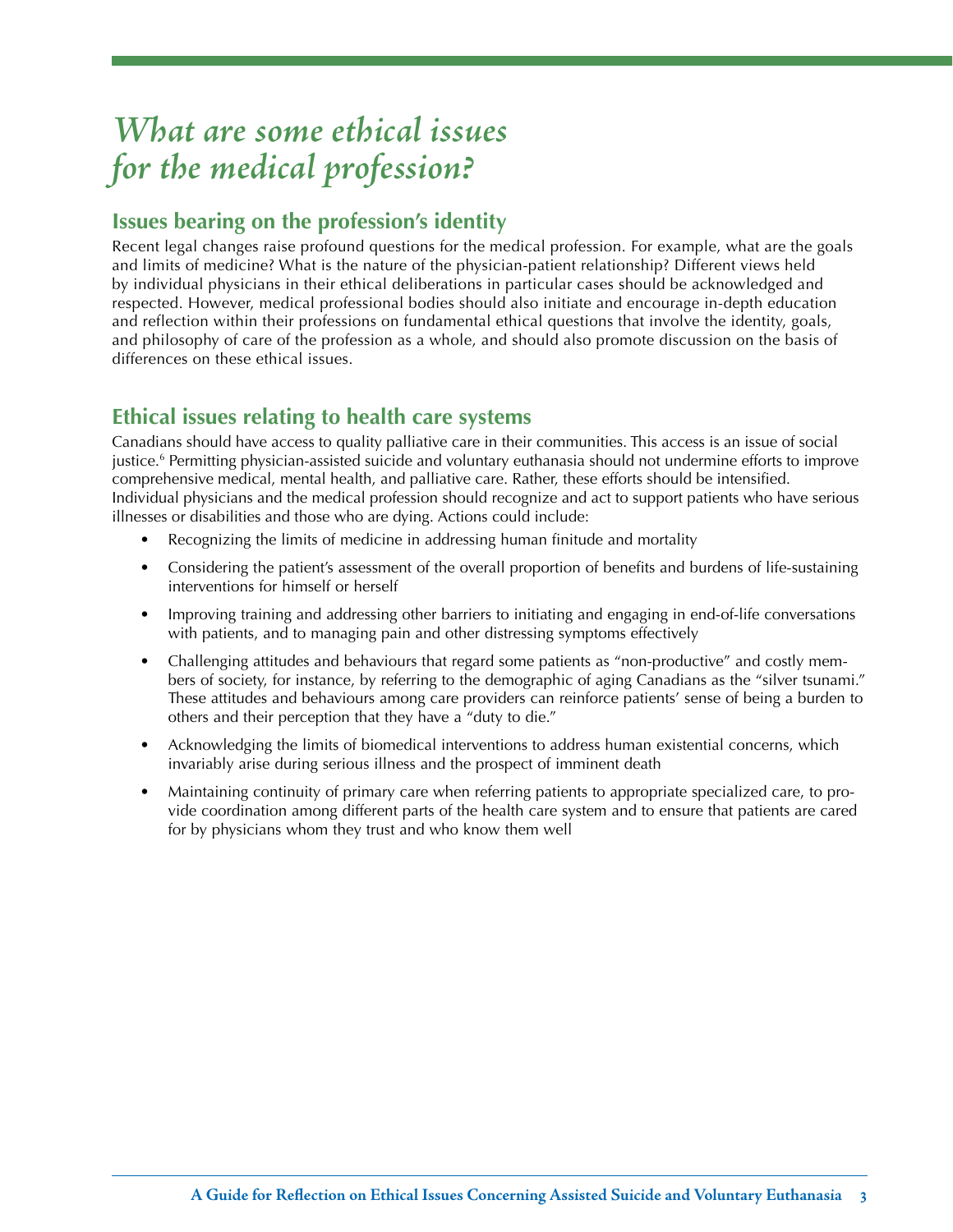# *What are some ethical issues for the medical profession?*

## Issues bearing on the profession's identity

Recent legal changes raise profound questions for the medical profession. For example, what are the goals and limits of medicine? What is the nature of the physician-patient relationship? Different views held by individual physicians in their ethical deliberations in particular cases should be acknowledged and respected. However, medical professional bodies should also initiate and encourage in-depth education and reflection within their professions on fundamental ethical questions that involve the identity, goals, and philosophy of care of the profession as a whole, and should also promote discussion on the basis of differences on these ethical issues.

## Ethical issues relating to health care systems

Canadians should have access to quality palliative care in their communities. This access is an issue of social justice.[6] Permitting physician-assisted suicide and voluntary euthanasia should not undermine efforts to improve comprehensive medical, mental health, and palliative care. Rather, these efforts should be intensified. Individual physicians and the medical profession should recognize and act to support patients who have serious illnesses or disabilities and those who are dying. Actions could include:

- Recognizing the limits of medicine in addressing human finitude and mortality
- Considering the patient's assessment of the overall proportion of benefits and burdens of life-sustaining interventions for himself or herself
- Improving training and addressing other barriers to initiating and engaging in end-of-life conversations with patients, and to managing pain and other distressing symptoms effectively
- Challenging attitudes and behaviours that regard some patients as "non-productive" and costly members of society, for instance, by referring to the demographic of aging Canadians as the "silver tsunami." These attitudes and behaviours among care providers can reinforce patients' sense of being a burden to others and their perception that they have a "duty to die."
- Acknowledging the limits of biomedical interventions to address human existential concerns, which invariably arise during serious illness and the prospect of imminent death
- Maintaining continuity of primary care when referring patients to appropriate specialized care, to provide coordination among different parts of the health care system and to ensure that patients are cared for by physicians whom they trust and who know them well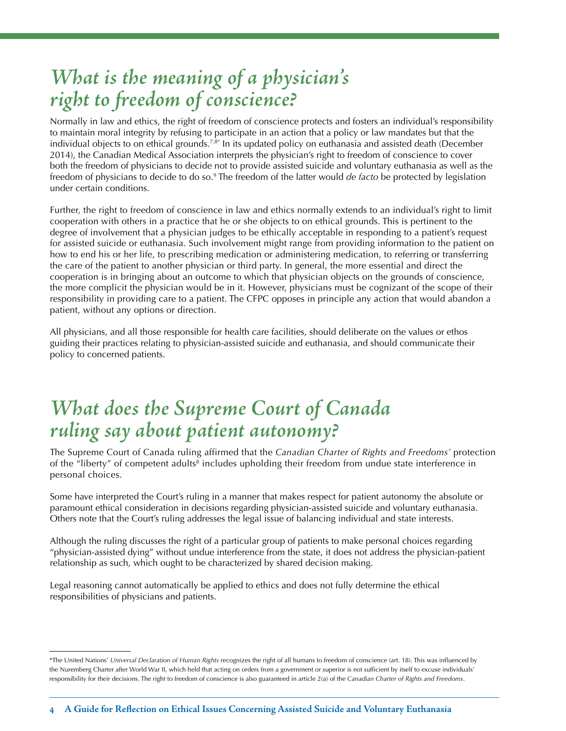# *What is the meaning of a physician's right to freedom of conscience?*

Normally in law and ethics, the right of freedom of conscience protects and fosters an individual's responsibility to maintain moral integrity by refusing to participate in an action that a policy or law mandates but that the individual objects to on ethical grounds.[7,8*] In its updated policy on euthanasia and assisted death (December 2014), the Canadian Medical Association interprets the physician's right to freedom of conscience to cover both the freedom of physicians to decide not to provide assisted suicide and voluntary euthanasia as well as the freedom of physicians to decide to do so.[9] The freedom of the latter would *de facto* be protected by legislation under certain conditions.

Further, the right to freedom of conscience in law and ethics normally extends to an individual's right to limit cooperation with others in a practice that he or she objects to on ethical grounds. This is pertinent to the degree of involvement that a physician judges to be ethically acceptable in responding to a patient's request for assisted suicide or euthanasia. Such involvement might range from providing information to the patient on how to end his or her life, to prescribing medication or administering medication, to referring or transferring the care of the patient to another physician or third party. In general, the more essential and direct the cooperation is in bringing about an outcome to which that physician objects on the grounds of conscience, the more complicit the physician would be in it. However, physicians must be cognizant of the scope of their responsibility in providing care to a patient. The CFPC opposes in principle any action that would abandon a patient, without any options or direction.

All physicians, and all those responsible for health care facilities, should deliberate on the values or ethos guiding their practices relating to physician-assisted suicide and euthanasia, and should communicate their policy to concerned patients.

# *What does the Supreme Court of Canada ruling say about patient autonomy?*

The Supreme Court of Canada ruling affirmed that the *Canadian Charter of Rights and Freedoms'* protection of the "liberty" of competent adults[8] includes upholding their freedom from undue state interference in personal choices.

Some have interpreted the Court's ruling in a manner that makes respect for patient autonomy the absolute or paramount ethical consideration in decisions regarding physician-assisted suicide and voluntary euthanasia. Others note that the Court's ruling addresses the legal issue of balancing individual and state interests.

Although the ruling discusses the right of a particular group of patients to make personal choices regarding "physician-assisted dying" without undue interference from the state, it does not address the physician-patient relationship as such, which ought to be characterized by shared decision making.

Legal reasoning cannot automatically be applied to ethics and does not fully determine the ethical responsibilities of physicians and patients.

---

*The United Nations' *Universal Declaration of Human Rights* recognizes the right of all humans to freedom of conscience (art. 18). This was influenced by the Nuremberg Charter after World War II, which held that acting on orders from a government or superior is not sufficient by itself to excuse individuals' responsibility for their decisions. The right to freedom of conscience is also guaranteed in article 2(a) of the *Canadian Charter of Rights and Freedoms*.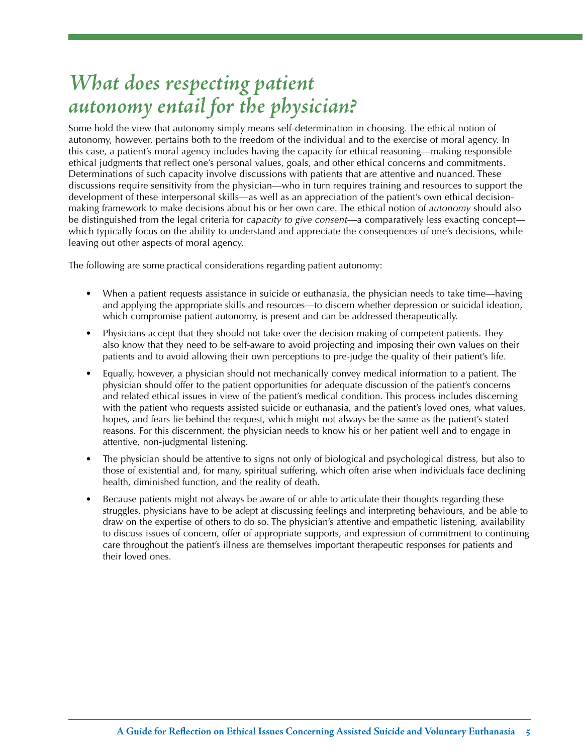# *What does respecting patient autonomy entail for the physician?*

Some hold the view that autonomy simply means self-determination in choosing. The ethical notion of autonomy, however, pertains both to the freedom of the individual and to the exercise of moral agency. In this case, a patient's moral agency includes having the capacity for ethical reasoning—making responsible ethical judgments that reflect one's personal values, goals, and other ethical concerns and commitments. Determinations of such capacity involve discussions with patients that are attentive and nuanced. These discussions require sensitivity from the physician—who in turn requires training and resources to support the development of these interpersonal skills—as well as an appreciation of the patient's own ethical decision-making framework to make decisions about his or her own care. The ethical notion of *autonomy* should also be distinguished from the legal criteria for *capacity to give consent*—a comparatively less exacting concept—which typically focus on the ability to understand and appreciate the consequences of one's decisions, while leaving out other aspects of moral agency.

The following are some practical considerations regarding patient autonomy:

- When a patient requests assistance in suicide or euthanasia, the physician needs to take time—having and applying the appropriate skills and resources—to discern whether depression or suicidal ideation, which compromise patient autonomy, is present and can be addressed therapeutically.
- Physicians accept that they should not take over the decision making of competent patients. They also know that they need to be self-aware to avoid projecting and imposing their own values on their patients and to avoid allowing their own perceptions to pre-judge the quality of their patient's life.
- Equally, however, a physician should not mechanically convey medical information to a patient. The physician should offer to the patient opportunities for adequate discussion of the patient's concerns and related ethical issues in view of the patient's medical condition. This process includes discerning with the patient who requests assisted suicide or euthanasia, and the patient's loved ones, what values, hopes, and fears lie behind the request, which might not always be the same as the patient's stated reasons. For this discernment, the physician needs to know his or her patient well and to engage in attentive, non-judgmental listening.
- The physician should be attentive to signs not only of biological and psychological distress, but also to those of existential and, for many, spiritual suffering, which often arise when individuals face declining health, diminished function, and the reality of death.
- Because patients might not always be aware of or able to articulate their thoughts regarding these struggles, physicians have to be adept at discussing feelings and interpreting behaviours, and be able to draw on the expertise of others to do so. The physician's attentive and empathetic listening, availability to discuss issues of concern, offer of appropriate supports, and expression of commitment to continuing care throughout the patient's illness are themselves important therapeutic responses for patients and their loved ones.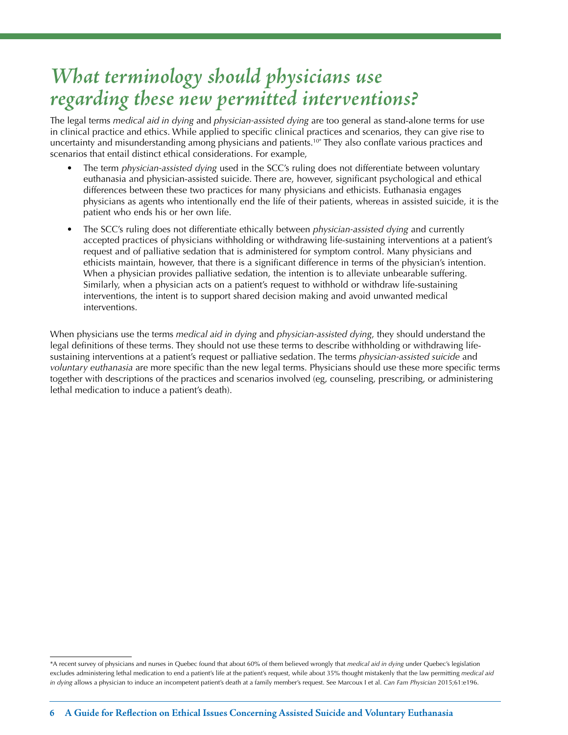# *What terminology should physicians use regarding these new permitted interventions?*

The legal terms *medical aid in dying* and *physician-assisted dying* are too general as stand-alone terms for use in clinical practice and ethics. While applied to specific clinical practices and scenarios, they can give rise to uncertainty and misunderstanding among physicians and patients.[10*] They also conflate various practices and scenarios that entail distinct ethical considerations. For example,

- The term *physician-assisted dying* used in the SCC's ruling does not differentiate between voluntary euthanasia and physician-assisted suicide. There are, however, significant psychological and ethical differences between these two practices for many physicians and ethicists. Euthanasia engages physicians as agents who intentionally end the life of their patients, whereas in assisted suicide, it is the patient who ends his or her own life.
- The SCC's ruling does not differentiate ethically between *physician-assisted dying* and currently accepted practices of physicians withholding or withdrawing life-sustaining interventions at a patient's request and of palliative sedation that is administered for symptom control. Many physicians and ethicists maintain, however, that there is a significant difference in terms of the physician's intention. When a physician provides palliative sedation, the intention is to alleviate unbearable suffering. Similarly, when a physician acts on a patient's request to withhold or withdraw life-sustaining interventions, the intent is to support shared decision making and avoid unwanted medical interventions.

When physicians use the terms *medical aid in dying* and *physician-assisted dying*, they should understand the legal definitions of these terms. They should not use these terms to describe withholding or withdrawing life-sustaining interventions at a patient's request or palliative sedation. The terms *physician-assisted suicide* and *voluntary euthanasia* are more specific than the new legal terms. Physicians should use these more specific terms together with descriptions of the practices and scenarios involved (eg, counseling, prescribing, or administering lethal medication to induce a patient's death).

---

*A recent survey of physicians and nurses in Quebec found that about 60% of them believed wrongly that *medical aid in dying* under Quebec's legislation excludes administering lethal medication to end a patient's life at the patient's request, while about 35% thought mistakenly that the law permitting *medical aid in dying* allows a physician to induce an incompetent patient's death at a family member's request. See Marcoux I et al. *Can Fam Physician* 2015;61:e196.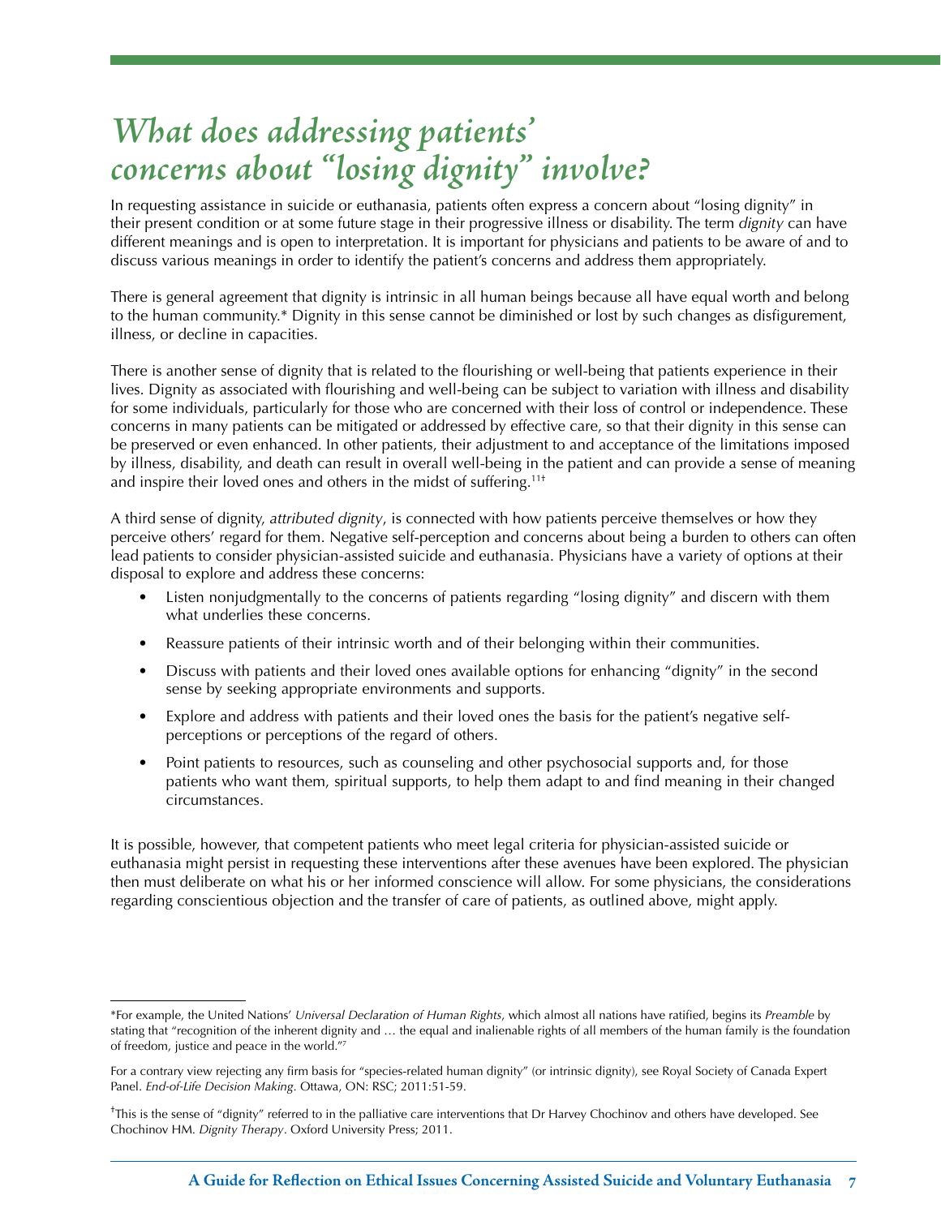# *What does addressing patients' concerns about "losing dignity" involve?*

In requesting assistance in suicide or euthanasia, patients often express a concern about "losing dignity" in their present condition or at some future stage in their progressive illness or disability. The term *dignity* can have different meanings and is open to interpretation. It is important for physicians and patients to be aware of and to discuss various meanings in order to identify the patient's concerns and address them appropriately.

There is general agreement that dignity is intrinsic in all human beings because all have equal worth and belong to the human community.* Dignity in this sense cannot be diminished or lost by such changes as disfigurement, illness, or decline in capacities.

There is another sense of dignity that is related to the flourishing or well-being that patients experience in their lives. Dignity as associated with flourishing and well-being can be subject to variation with illness and disability for some individuals, particularly for those who are concerned with their loss of control or independence. These concerns in many patients can be mitigated or addressed by effective care, so that their dignity in this sense can be preserved or even enhanced. In other patients, their adjustment to and acceptance of the limitations imposed by illness, disability, and death can result in overall well-being in the patient and can provide a sense of meaning and inspire their loved ones and others in the midst of suffering.[11†]

A third sense of dignity, *attributed dignity*, is connected with how patients perceive themselves or how they perceive others' regard for them. Negative self-perception and concerns about being a burden to others can often lead patients to consider physician-assisted suicide and euthanasia. Physicians have a variety of options at their disposal to explore and address these concerns:

- Listen nonjudgmentally to the concerns of patients regarding "losing dignity" and discern with them what underlies these concerns.
- Reassure patients of their intrinsic worth and of their belonging within their communities.
- Discuss with patients and their loved ones available options for enhancing "dignity" in the second sense by seeking appropriate environments and supports.
- Explore and address with patients and their loved ones the basis for the patient's negative self-perceptions or perceptions of the regard of others.
- Point patients to resources, such as counseling and other psychosocial supports and, for those patients who want them, spiritual supports, to help them adapt to and find meaning in their changed circumstances.

It is possible, however, that competent patients who meet legal criteria for physician-assisted suicide or euthanasia might persist in requesting these interventions after these avenues have been explored. The physician then must deliberate on what his or her informed conscience will allow. For some physicians, the considerations regarding conscientious objection and the transfer of care of patients, as outlined above, might apply.

---

*For example, the United Nations' *Universal Declaration of Human Rights*, which almost all nations have ratified, begins its *Preamble* by stating that "recognition of the inherent dignity and … the equal and inalienable rights of all members of the human family is the foundation of freedom, justice and peace in the world."[7]

For a contrary view rejecting any firm basis for "species-related human dignity" (or intrinsic dignity), see Royal Society of Canada Expert Panel. *End-of-Life Decision Making*. Ottawa, ON: RSC; 2011:51-59.

†This is the sense of "dignity" referred to in the palliative care interventions that Dr Harvey Chochinov and others have developed. See Chochinov HM. *Dignity Therapy*. Oxford University Press; 2011.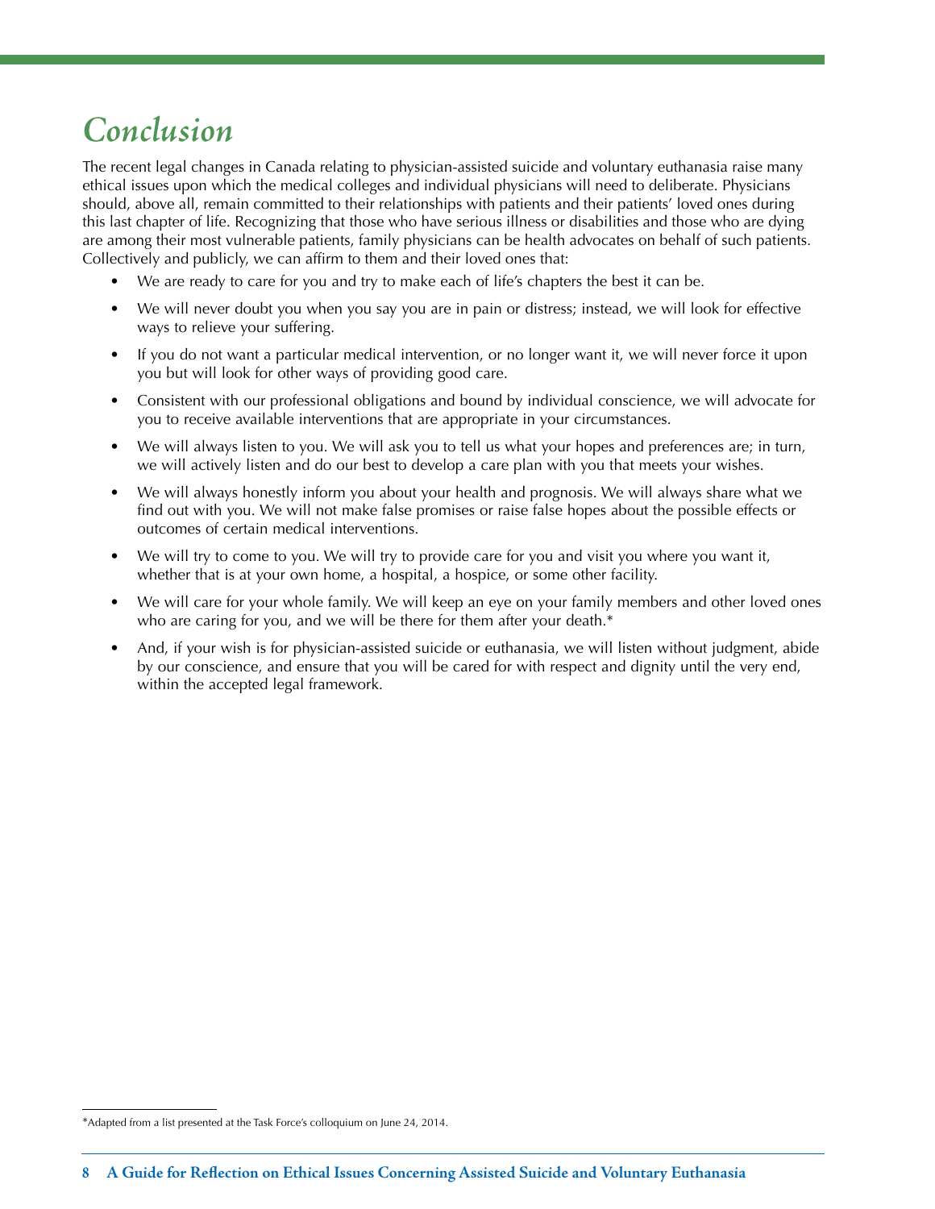# Conclusion

The recent legal changes in Canada relating to physician-assisted suicide and voluntary euthanasia raise many ethical issues upon which the medical colleges and individual physicians will need to deliberate. Physicians should, above all, remain committed to their relationships with patients and their patients' loved ones during this last chapter of life. Recognizing that those who have serious illness or disabilities and those who are dying are among their most vulnerable patients, family physicians can be health advocates on behalf of such patients. Collectively and publicly, we can affirm to them and their loved ones that:

- We are ready to care for you and try to make each of life's chapters the best it can be.
- We will never doubt you when you say you are in pain or distress; instead, we will look for effective ways to relieve your suffering.
- If you do not want a particular medical intervention, or no longer want it, we will never force it upon you but will look for other ways of providing good care.
- Consistent with our professional obligations and bound by individual conscience, we will advocate for you to receive available interventions that are appropriate in your circumstances.
- We will always listen to you. We will ask you to tell us what your hopes and preferences are; in turn, we will actively listen and do our best to develop a care plan with you that meets your wishes.
- We will always honestly inform you about your health and prognosis. We will always share what we find out with you. We will not make false promises or raise false hopes about the possible effects or outcomes of certain medical interventions.
- We will try to come to you. We will try to provide care for you and visit you where you want it, whether that is at your own home, a hospital, a hospice, or some other facility.
- We will care for your whole family. We will keep an eye on your family members and other loved ones who are caring for you, and we will be there for them after your death.*
- And, if your wish is for physician-assisted suicide or euthanasia, we will listen without judgment, abide by our conscience, and ensure that you will be cared for with respect and dignity until the very end, within the accepted legal framework.

*Adapted from a list presented at the Task Force's colloquium on June 24, 2014.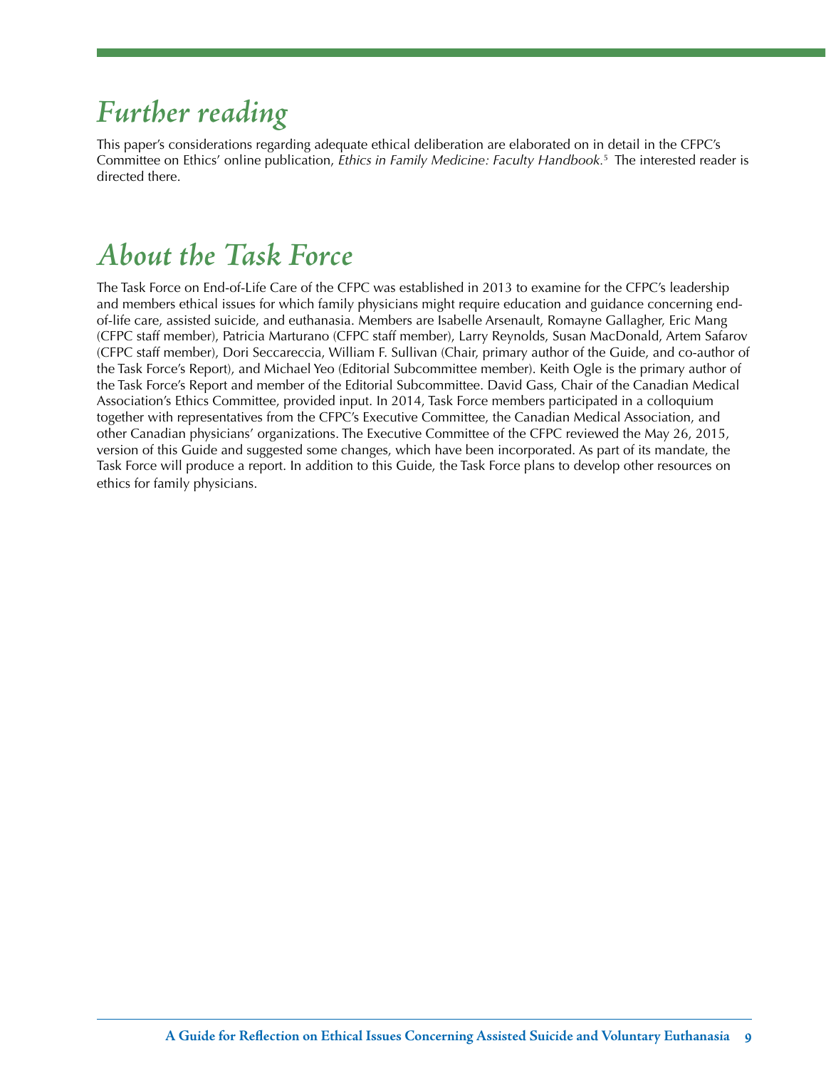# *Further reading*

This paper's considerations regarding adequate ethical deliberation are elaborated on in detail in the CFPC's Committee on Ethics' online publication, *Ethics in Family Medicine: Faculty Handbook*.[5] The interested reader is directed there.

# *About the Task Force*

The Task Force on End-of-Life Care of the CFPC was established in 2013 to examine for the CFPC's leadership and members ethical issues for which family physicians might require education and guidance concerning end-of-life care, assisted suicide, and euthanasia. Members are Isabelle Arsenault, Romayne Gallagher, Eric Mang (CFPC staff member), Patricia Marturano (CFPC staff member), Larry Reynolds, Susan MacDonald, Artem Safarov (CFPC staff member), Dori Seccareccia, William F. Sullivan (Chair, primary author of the Guide, and co-author of the Task Force's Report), and Michael Yeo (Editorial Subcommittee member). Keith Ogle is the primary author of the Task Force's Report and member of the Editorial Subcommittee. David Gass, Chair of the Canadian Medical Association's Ethics Committee, provided input. In 2014, Task Force members participated in a colloquium together with representatives from the CFPC's Executive Committee, the Canadian Medical Association, and other Canadian physicians' organizations. The Executive Committee of the CFPC reviewed the May 26, 2015, version of this Guide and suggested some changes, which have been incorporated. As part of its mandate, the Task Force will produce a report. In addition to this Guide, the Task Force plans to develop other resources on ethics for family physicians.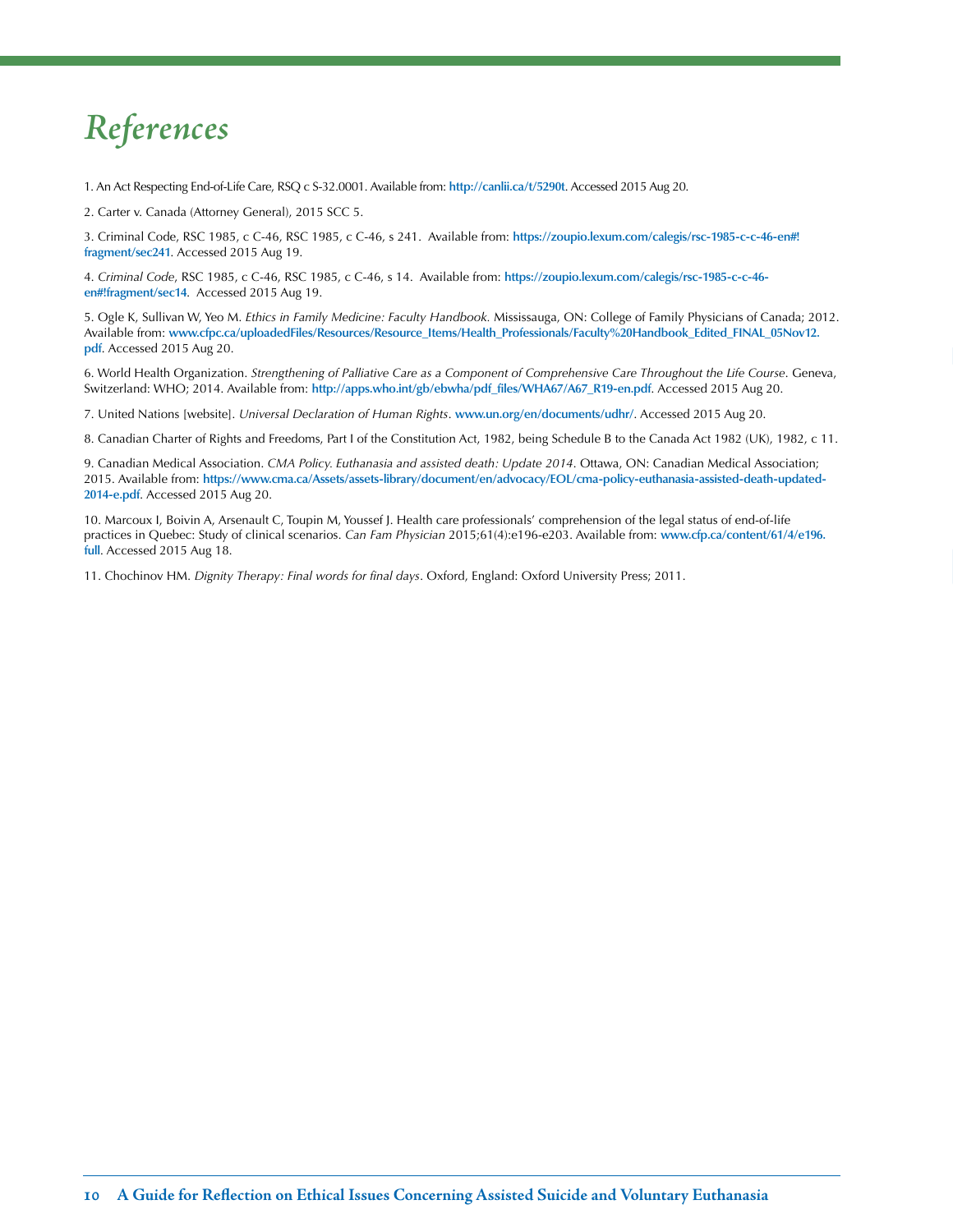# References

1. An Act Respecting End-of-Life Care, RSQ c S-32.0001. Available from: http://canlii.ca/t/5290t. Accessed 2015 Aug 20.

2. Carter v. Canada (Attorney General), 2015 SCC 5.

3. Criminal Code, RSC 1985, c C-46, RSC 1985, c C-46, s 241. Available from: https://zoupio.lexum.com/calegis/rsc-1985-c-c-46-en#!fragment/sec241. Accessed 2015 Aug 19.

4. *Criminal Code*, RSC 1985, c C-46, RSC 1985, c C-46, s 14. Available from: https://zoupio.lexum.com/calegis/rsc-1985-c-c-46-en#!fragment/sec14. Accessed 2015 Aug 19.

5. Ogle K, Sullivan W, Yeo M. *Ethics in Family Medicine: Faculty Handbook.* Mississauga, ON: College of Family Physicians of Canada; 2012. Available from: www.cfpc.ca/uploadedFiles/Resources/Resource_Items/Health_Professionals/Faculty%20Handbook_Edited_FINAL_05Nov12.pdf. Accessed 2015 Aug 20.

6. World Health Organization. *Strengthening of Palliative Care as a Component of Comprehensive Care Throughout the Life Course*. Geneva, Switzerland: WHO; 2014. Available from: http://apps.who.int/gb/ebwha/pdf_files/WHA67/A67_R19-en.pdf. Accessed 2015 Aug 20.

7. United Nations [website]. *Universal Declaration of Human Rights*. www.un.org/en/documents/udhr/. Accessed 2015 Aug 20.

8. Canadian Charter of Rights and Freedoms, Part I of the Constitution Act, 1982, being Schedule B to the Canada Act 1982 (UK), 1982, c 11.

9. Canadian Medical Association. *CMA Policy. Euthanasia and assisted death: Update 2014*. Ottawa, ON: Canadian Medical Association; 2015. Available from: https://www.cma.ca/Assets/assets-library/document/en/advocacy/EOL/cma-policy-euthanasia-assisted-death-updated-2014-e.pdf. Accessed 2015 Aug 20.

10. Marcoux I, Boivin A, Arsenault C, Toupin M, Youssef J. Health care professionals' comprehension of the legal status of end-of-life practices in Quebec: Study of clinical scenarios. *Can Fam Physician* 2015;61(4):e196-e203. Available from: www.cfp.ca/content/61/4/e196.full. Accessed 2015 Aug 18.

11. Chochinov HM. *Dignity Therapy: Final words for final days*. Oxford, England: Oxford University Press; 2011.